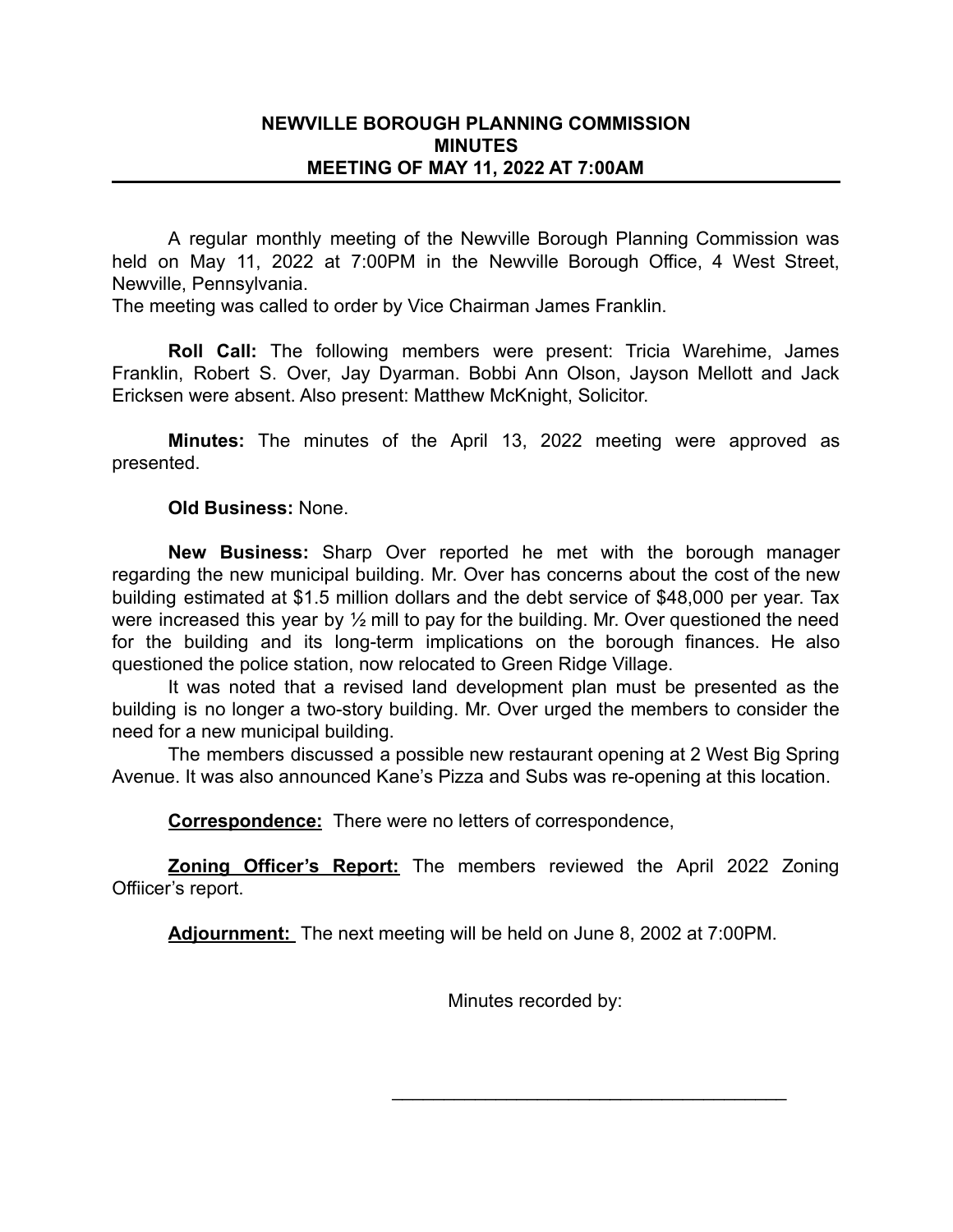**NEWVILLE BOROUGH PLANNING COMMISSION**
**MINUTES**
**MEETING OF MAY 11, 2022 AT 7:00AM**

A regular monthly meeting of the Newville Borough Planning Commission was held on May 11, 2022 at 7:00PM in the Newville Borough Office, 4 West Street, Newville, Pennsylvania.
The meeting was called to order by Vice Chairman James Franklin.

**Roll Call:** The following members were present: Tricia Warehime, James Franklin, Robert S. Over, Jay Dyarman. Bobbi Ann Olson, Jayson Mellott and Jack Ericksen were absent. Also present: Matthew McKnight, Solicitor.

**Minutes:** The minutes of the April 13, 2022 meeting were approved as presented.

**Old Business:** None.

**New Business:** Sharp Over reported he met with the borough manager regarding the new municipal building. Mr. Over has concerns about the cost of the new building estimated at $1.5 million dollars and the debt service of $48,000 per year. Tax were increased this year by ½ mill to pay for the building. Mr. Over questioned the need for the building and its long-term implications on the borough finances. He also questioned the police station, now relocated to Green Ridge Village.

It was noted that a revised land development plan must be presented as the building is no longer a two-story building. Mr. Over urged the members to consider the need for a new municipal building.

The members discussed a possible new restaurant opening at 2 West Big Spring Avenue. It was also announced Kane's Pizza and Subs was re-opening at this location.

**Correspondence:** There were no letters of correspondence,

**Zoning Officer's Report:** The members reviewed the April 2022 Zoning Offiicer's report.

**Adjournment:** The next meeting will be held on June 8, 2002 at 7:00PM.

Minutes recorded by:

\_\_\_\_\_\_\_\_\_\_\_\_\_\_\_\_\_\_\_\_\_\_\_\_\_\_\_\_\_\_\_\_\_\_\_\_\_\_\_\_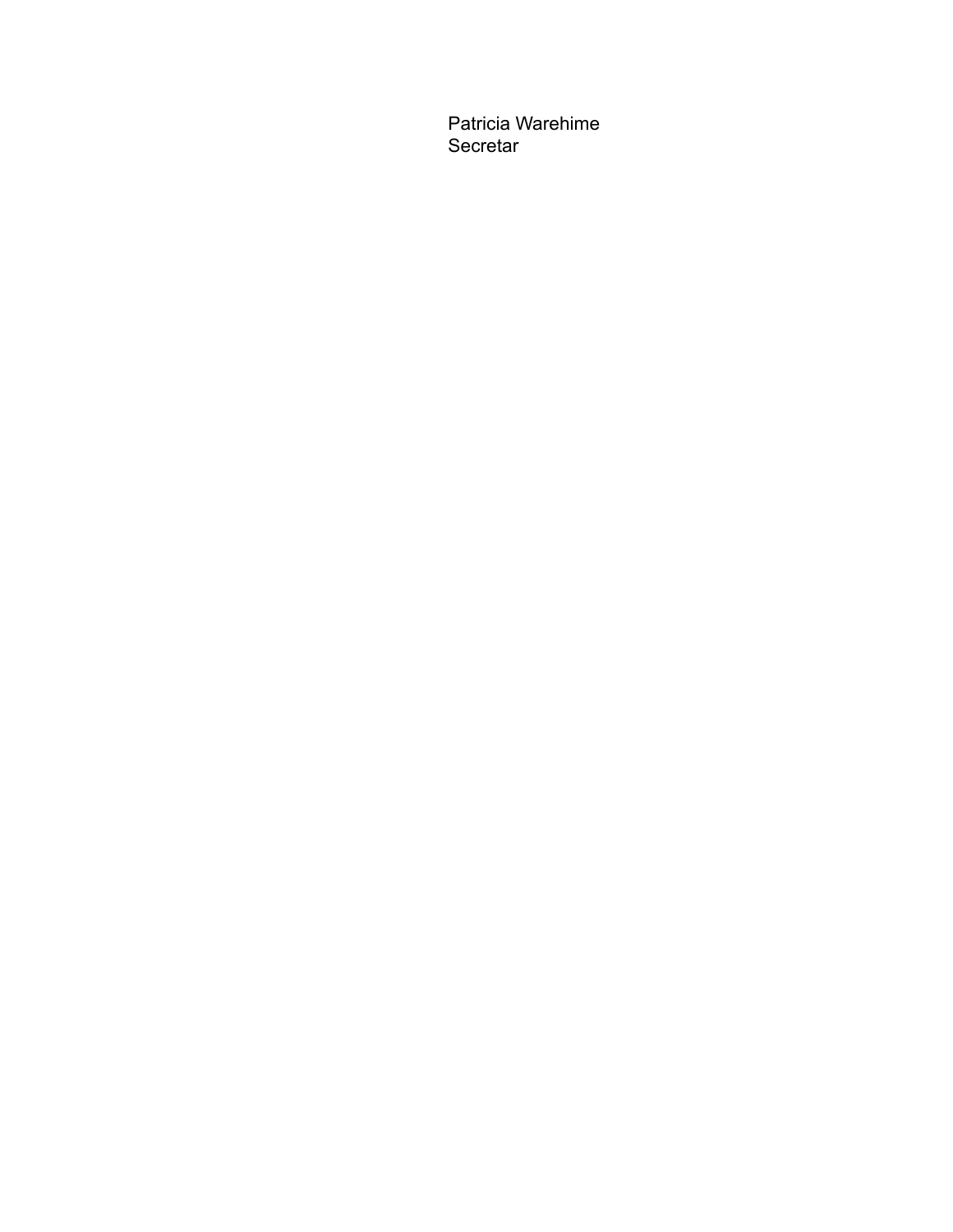Patricia Warehime
Secretar